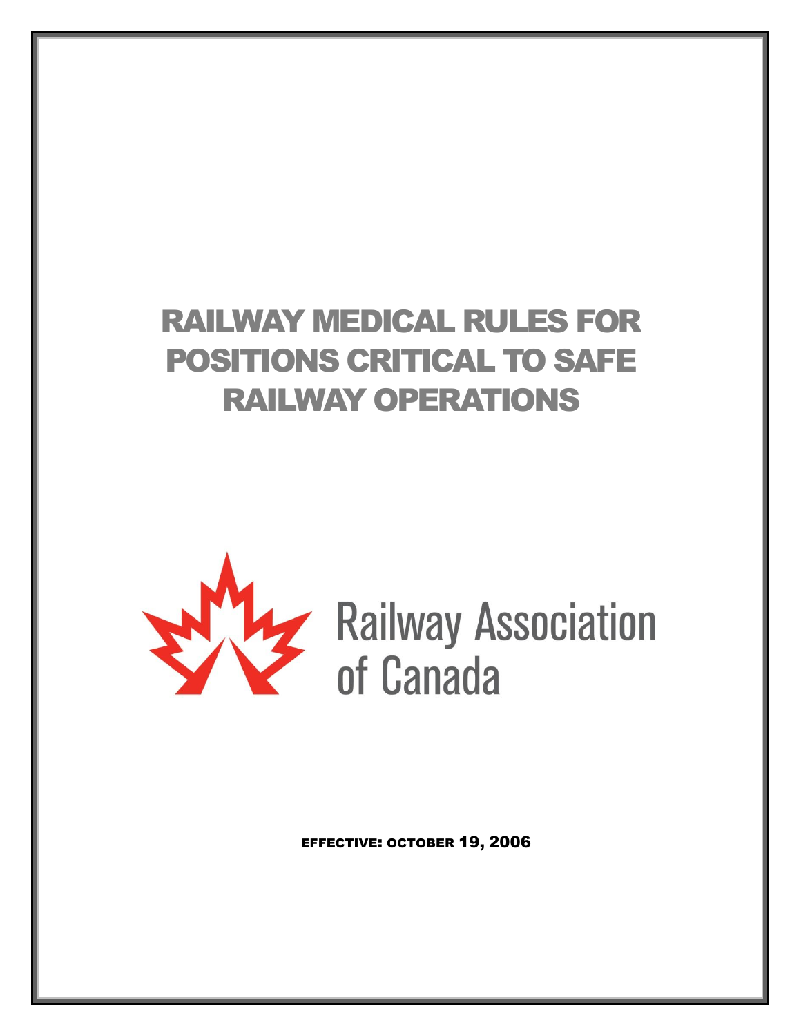# RAILWAY MEDICAL RULES FOR POSITIONS CRITICAL TO SAFE RAILWAY OPERATIONS

---

Railway Association of Canada

EFFECTIVE: OCTOBER 19, 2006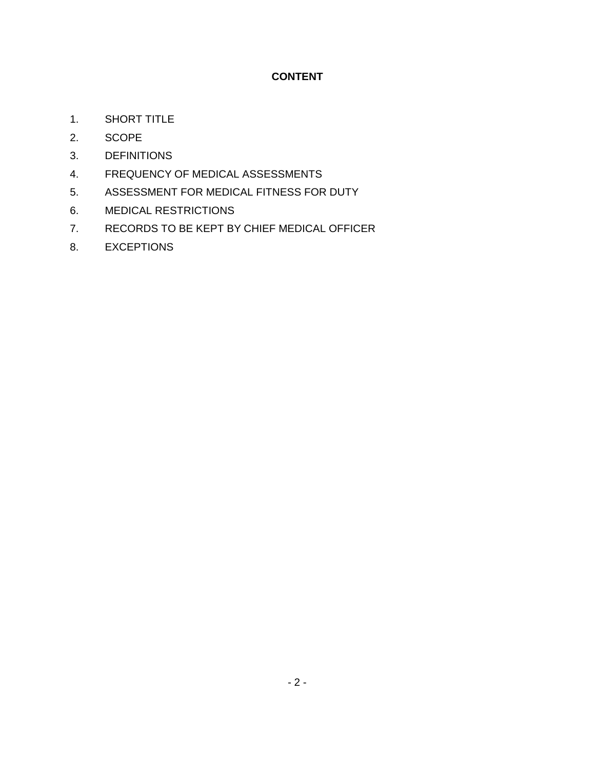# CONTENT

1. SHORT TITLE
2. SCOPE
3. DEFINITIONS
4. FREQUENCY OF MEDICAL ASSESSMENTS
5. ASSESSMENT FOR MEDICAL FITNESS FOR DUTY
6. MEDICAL RESTRICTIONS
7. RECORDS TO BE KEPT BY CHIEF MEDICAL OFFICER
8. EXCEPTIONS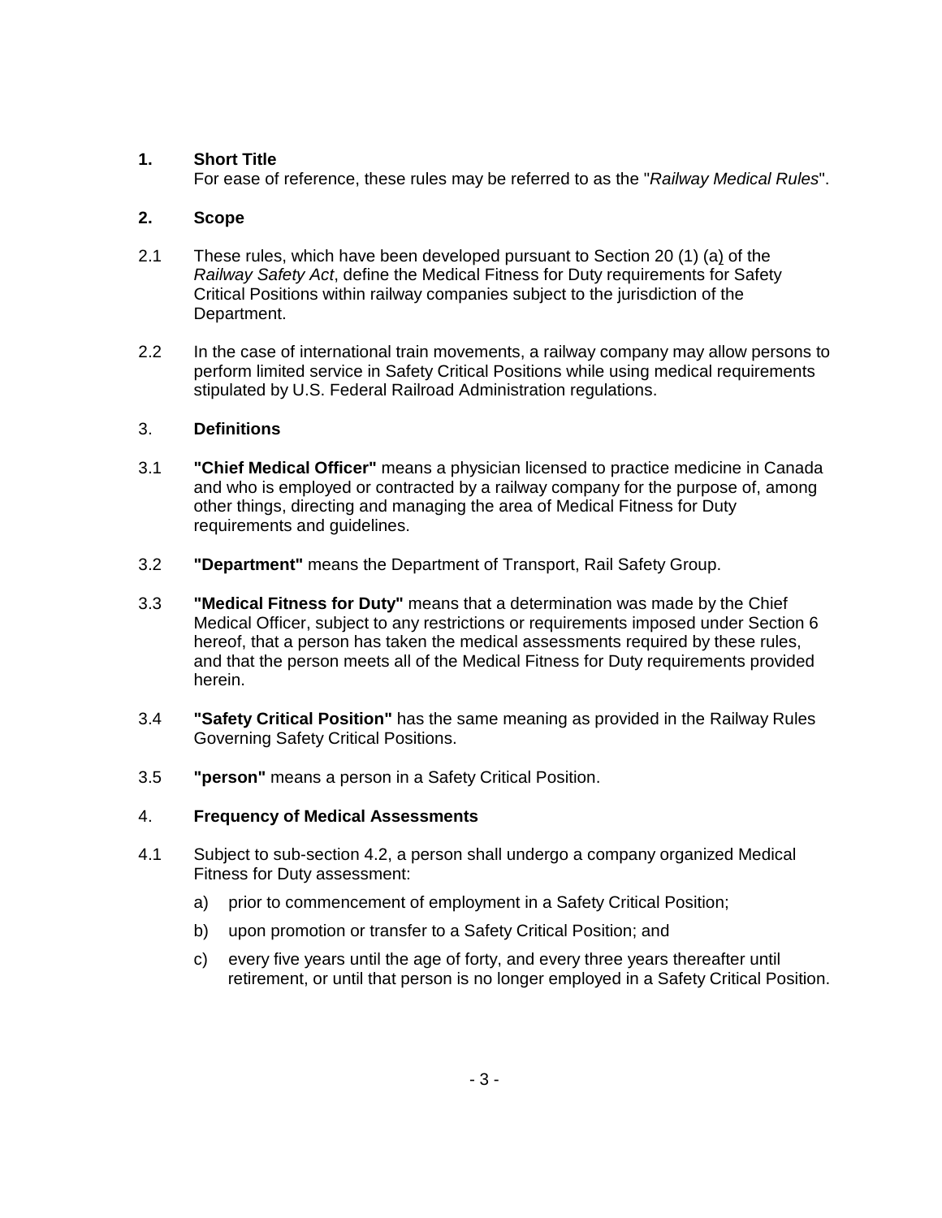## 1. Short Title

For ease of reference, these rules may be referred to as the "*Railway Medical Rules*".

## 2. Scope

2.1 These rules, which have been developed pursuant to Section 20 (1) (a) of the *Railway Safety Act*, define the Medical Fitness for Duty requirements for Safety Critical Positions within railway companies subject to the jurisdiction of the Department.

2.2 In the case of international train movements, a railway company may allow persons to perform limited service in Safety Critical Positions while using medical requirements stipulated by U.S. Federal Railroad Administration regulations.

## 3. Definitions

3.1 **"Chief Medical Officer"** means a physician licensed to practice medicine in Canada and who is employed or contracted by a railway company for the purpose of, among other things, directing and managing the area of Medical Fitness for Duty requirements and guidelines.

3.2 **"Department"** means the Department of Transport, Rail Safety Group.

3.3 **"Medical Fitness for Duty"** means that a determination was made by the Chief Medical Officer, subject to any restrictions or requirements imposed under Section 6 hereof, that a person has taken the medical assessments required by these rules, and that the person meets all of the Medical Fitness for Duty requirements provided herein.

3.4 **"Safety Critical Position"** has the same meaning as provided in the Railway Rules Governing Safety Critical Positions.

3.5 **"person"** means a person in a Safety Critical Position.

## 4. Frequency of Medical Assessments

4.1 Subject to sub-section 4.2, a person shall undergo a company organized Medical Fitness for Duty assessment:

a) prior to commencement of employment in a Safety Critical Position;

b) upon promotion or transfer to a Safety Critical Position; and

c) every five years until the age of forty, and every three years thereafter until retirement, or until that person is no longer employed in a Safety Critical Position.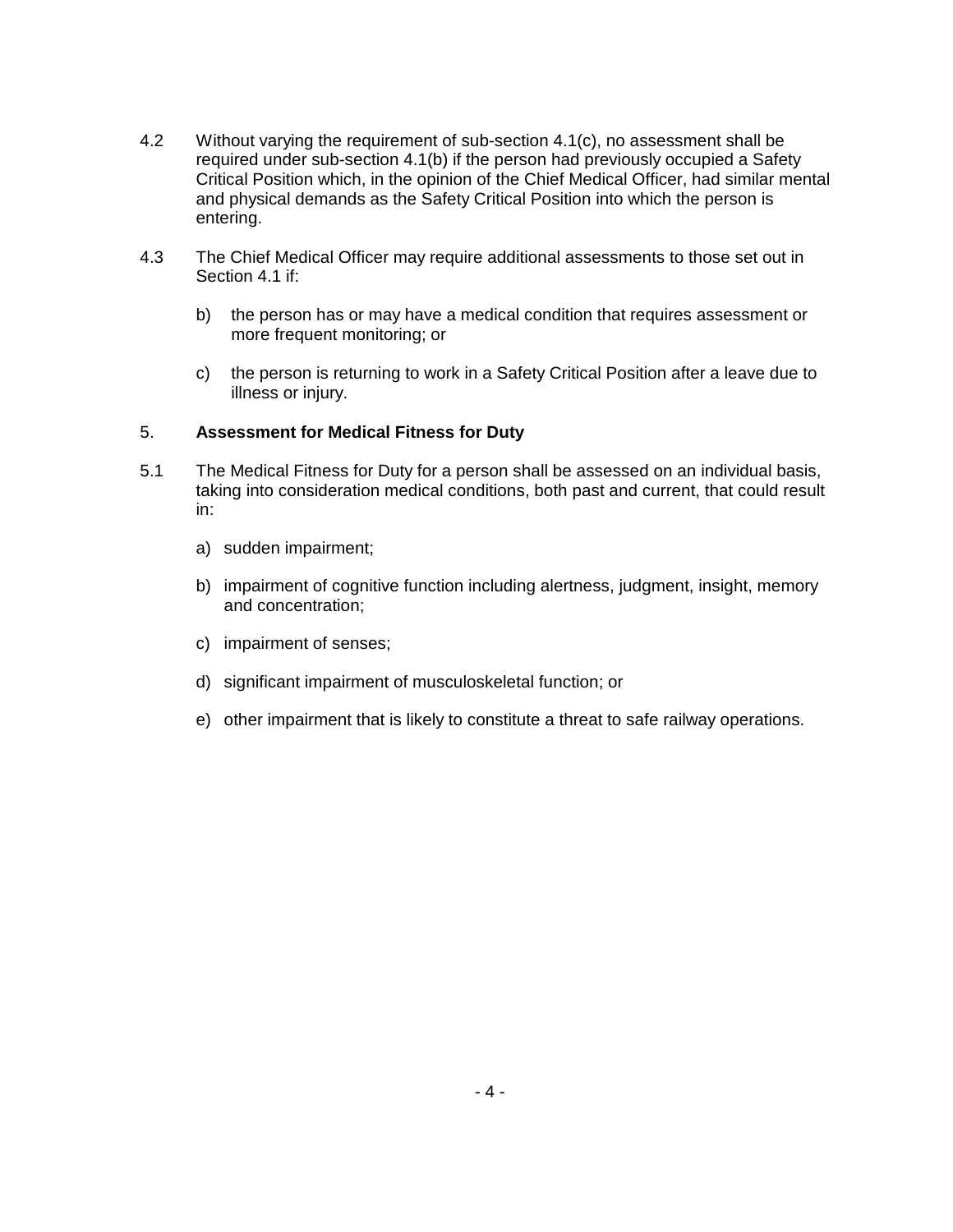4.2 Without varying the requirement of sub-section 4.1(c), no assessment shall be required under sub-section 4.1(b) if the person had previously occupied a Safety Critical Position which, in the opinion of the Chief Medical Officer, had similar mental and physical demands as the Safety Critical Position into which the person is entering.

4.3 The Chief Medical Officer may require additional assessments to those set out in Section 4.1 if:

   b) the person has or may have a medical condition that requires assessment or more frequent monitoring; or

   c) the person is returning to work in a Safety Critical Position after a leave due to illness or injury.

## 5. **Assessment for Medical Fitness for Duty**

5.1 The Medical Fitness for Duty for a person shall be assessed on an individual basis, taking into consideration medical conditions, both past and current, that could result in:

   a) sudden impairment;

   b) impairment of cognitive function including alertness, judgment, insight, memory and concentration;

   c) impairment of senses;

   d) significant impairment of musculoskeletal function; or

   e) other impairment that is likely to constitute a threat to safe railway operations.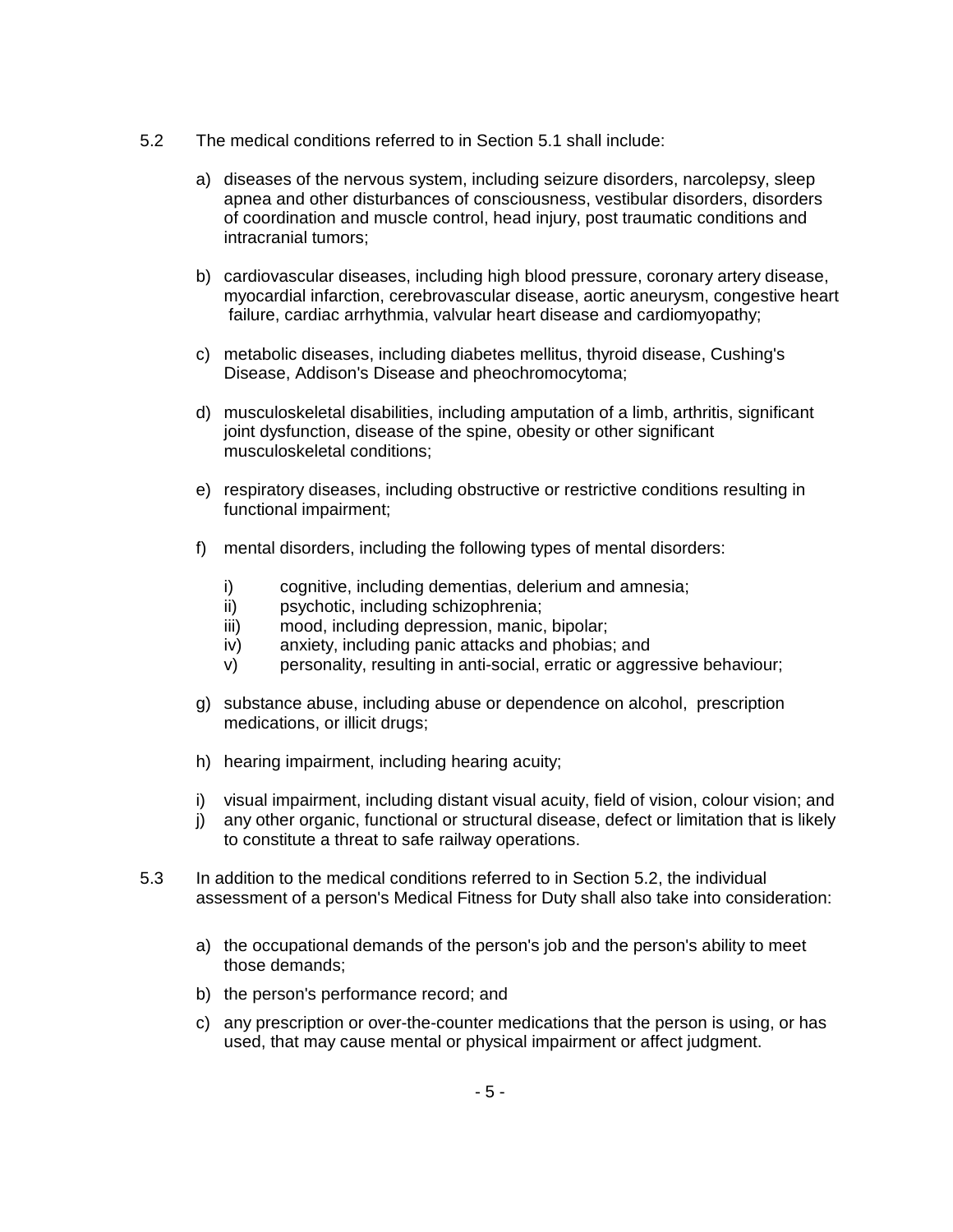5.2 The medical conditions referred to in Section 5.1 shall include:

a) diseases of the nervous system, including seizure disorders, narcolepsy, sleep apnea and other disturbances of consciousness, vestibular disorders, disorders of coordination and muscle control, head injury, post traumatic conditions and intracranial tumors;

b) cardiovascular diseases, including high blood pressure, coronary artery disease, myocardial infarction, cerebrovascular disease, aortic aneurysm, congestive heart failure, cardiac arrhythmia, valvular heart disease and cardiomyopathy;

c) metabolic diseases, including diabetes mellitus, thyroid disease, Cushing's Disease, Addison's Disease and pheochromocytoma;

d) musculoskeletal disabilities, including amputation of a limb, arthritis, significant joint dysfunction, disease of the spine, obesity or other significant musculoskeletal conditions;

e) respiratory diseases, including obstructive or restrictive conditions resulting in functional impairment;

f) mental disorders, including the following types of mental disorders:

   i) cognitive, including dementias, delerium and amnesia;
   ii) psychotic, including schizophrenia;
   iii) mood, including depression, manic, bipolar;
   iv) anxiety, including panic attacks and phobias; and
   v) personality, resulting in anti-social, erratic or aggressive behaviour;

g) substance abuse, including abuse or dependence on alcohol, prescription medications, or illicit drugs;

h) hearing impairment, including hearing acuity;

i) visual impairment, including distant visual acuity, field of vision, colour vision; and

j) any other organic, functional or structural disease, defect or limitation that is likely to constitute a threat to safe railway operations.

5.3 In addition to the medical conditions referred to in Section 5.2, the individual assessment of a person's Medical Fitness for Duty shall also take into consideration:

a) the occupational demands of the person's job and the person's ability to meet those demands;

b) the person's performance record; and

c) any prescription or over-the-counter medications that the person is using, or has used, that may cause mental or physical impairment or affect judgment.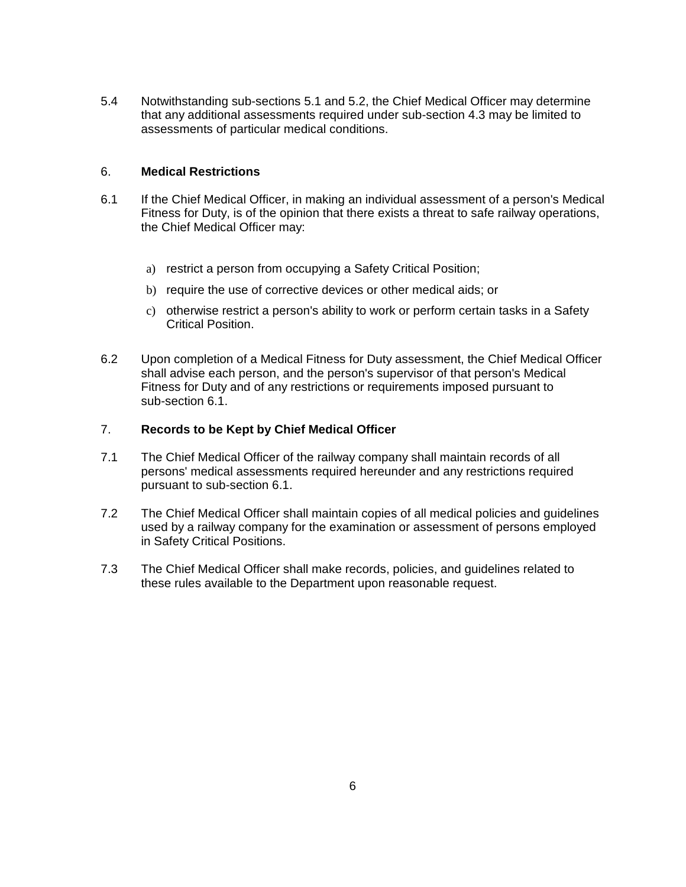5.4 Notwithstanding sub-sections 5.1 and 5.2, the Chief Medical Officer may determine that any additional assessments required under sub-section 4.3 may be limited to assessments of particular medical conditions.

## 6. **Medical Restrictions**

6.1 If the Chief Medical Officer, in making an individual assessment of a person's Medical Fitness for Duty, is of the opinion that there exists a threat to safe railway operations, the Chief Medical Officer may:

a) restrict a person from occupying a Safety Critical Position;

b) require the use of corrective devices or other medical aids; or

c) otherwise restrict a person's ability to work or perform certain tasks in a Safety Critical Position.

6.2 Upon completion of a Medical Fitness for Duty assessment, the Chief Medical Officer shall advise each person, and the person's supervisor of that person's Medical Fitness for Duty and of any restrictions or requirements imposed pursuant to sub-section 6.1.

## 7. **Records to be Kept by Chief Medical Officer**

7.1 The Chief Medical Officer of the railway company shall maintain records of all persons' medical assessments required hereunder and any restrictions required pursuant to sub-section 6.1.

7.2 The Chief Medical Officer shall maintain copies of all medical policies and guidelines used by a railway company for the examination or assessment of persons employed in Safety Critical Positions.

7.3 The Chief Medical Officer shall make records, policies, and guidelines related to these rules available to the Department upon reasonable request.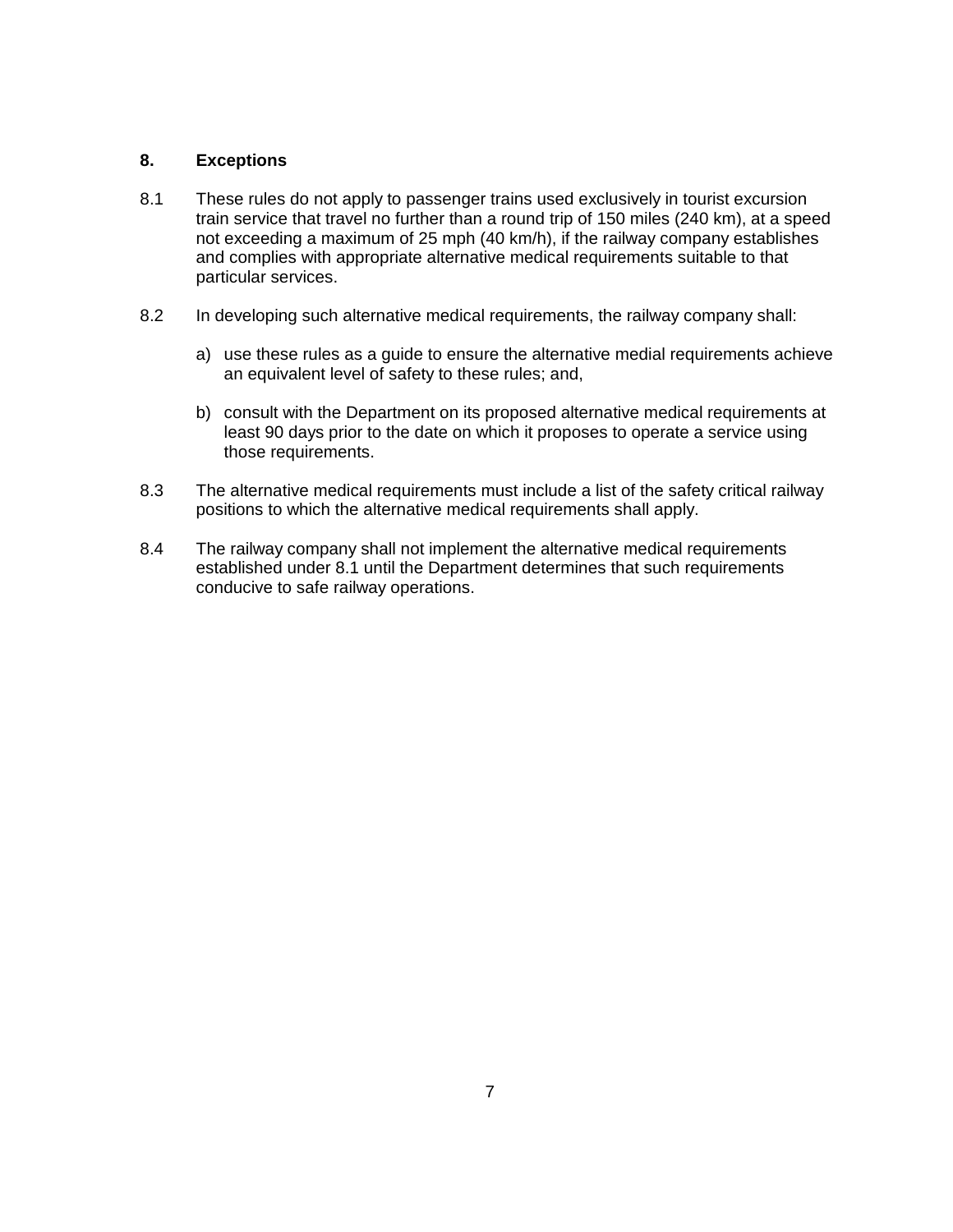## 8. Exceptions

8.1 These rules do not apply to passenger trains used exclusively in tourist excursion train service that travel no further than a round trip of 150 miles (240 km), at a speed not exceeding a maximum of 25 mph (40 km/h), if the railway company establishes and complies with appropriate alternative medical requirements suitable to that particular services.

8.2 In developing such alternative medical requirements, the railway company shall:

a) use these rules as a guide to ensure the alternative medial requirements achieve an equivalent level of safety to these rules; and,

b) consult with the Department on its proposed alternative medical requirements at least 90 days prior to the date on which it proposes to operate a service using those requirements.

8.3 The alternative medical requirements must include a list of the safety critical railway positions to which the alternative medical requirements shall apply.

8.4 The railway company shall not implement the alternative medical requirements established under 8.1 until the Department determines that such requirements conducive to safe railway operations.